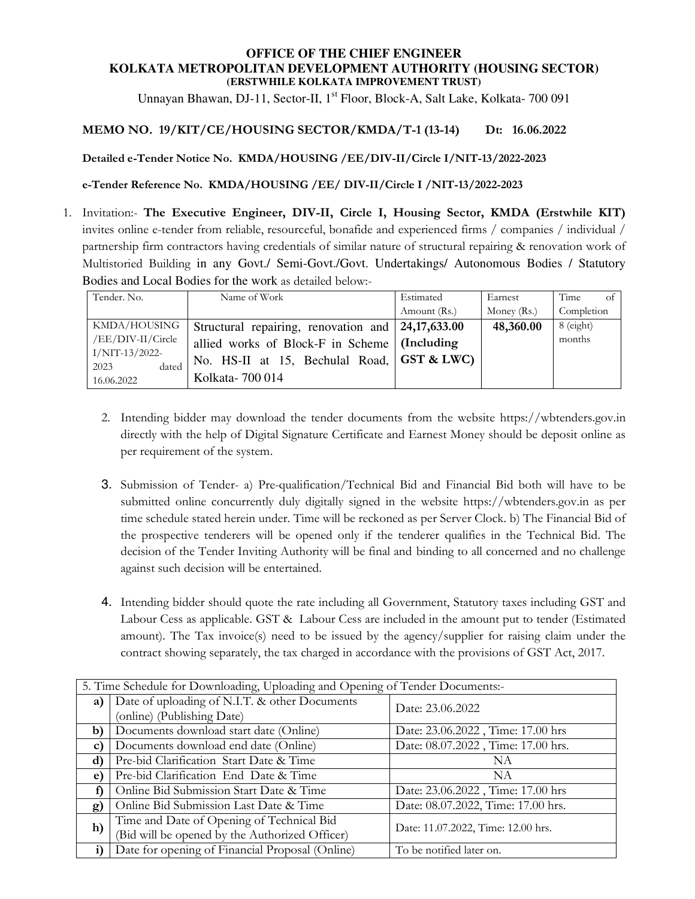# OFFICE OF THE CHIEF ENGINEER
## KOLKATA METROPOLITAN DEVELOPMENT AUTHORITY (HOUSING SECTOR)
### (ERSTWHILE KOLKATA IMPROVEMENT TRUST)

Unnayan Bhawan, DJ-11, Sector-II, 1st Floor, Block-A, Salt Lake, Kolkata- 700 091

**MEMO NO. 19/KIT/CE/HOUSING SECTOR/KMDA/T-1 (13-14) Dt: 16.06.2022**

**Detailed e-Tender Notice No. KMDA/HOUSING /EE/DIV-II/Circle I/NIT-13/2022-2023**

**e-Tender Reference No. KMDA/HOUSING /EE/ DIV-II/Circle I /NIT-13/2022-2023**

1. Invitation:- **The Executive Engineer, DIV-II, Circle I, Housing Sector, KMDA (Erstwhile KIT)** invites online e-tender from reliable, resourceful, bonafide and experienced firms / companies / individual / partnership firm contractors having credentials of similar nature of structural repairing & renovation work of Multistoried Building in any Govt./ Semi-Govt./Govt. Undertakings/ Autonomous Bodies / Statutory Bodies and Local Bodies for the work as detailed below:-

| Tender. No. | Name of Work | Estimated Amount (Rs.) | Earnest Money (Rs.) | Time of Completion |
|---|---|---|---|---|
| KMDA/HOUSING /EE/DIV-II/Circle I/NIT-13/2022-2023 dated 16.06.2022 | Structural repairing, renovation and allied works of Block-F in Scheme No. HS-II at 15, Bechulal Road, Kolkata- 700 014 | **24,17,633.00 (Including GST & LWC)** | **48,360.00** | 8 (eight) months |

2. Intending bidder may download the tender documents from the website https://wbtenders.gov.in directly with the help of Digital Signature Certificate and Earnest Money should be deposit online as per requirement of the system.

3. Submission of Tender- a) Pre-qualification/Technical Bid and Financial Bid both will have to be submitted online concurrently duly digitally signed in the website https://wbtenders.gov.in as per time schedule stated herein under. Time will be reckoned as per Server Clock. b) The Financial Bid of the prospective tenderers will be opened only if the tenderer qualifies in the Technical Bid. The decision of the Tender Inviting Authority will be final and binding to all concerned and no challenge against such decision will be entertained.

4. Intending bidder should quote the rate including all Government, Statutory taxes including GST and Labour Cess as applicable. GST & Labour Cess are included in the amount put to tender (Estimated amount). The Tax invoice(s) need to be issued by the agency/supplier for raising claim under the contract showing separately, the tax charged in accordance with the provisions of GST Act, 2017.

| 5. Time Schedule for Downloading, Uploading and Opening of Tender Documents:- | | |
|---|---|---|
| **a)** | Date of uploading of N.I.T. & other Documents (online) (Publishing Date) | Date: 23.06.2022 |
| **b)** | Documents download start date (Online) | Date: 23.06.2022 , Time: 17.00 hrs |
| **c)** | Documents download end date (Online) | Date: 08.07.2022 , Time: 17.00 hrs. |
| **d)** | Pre-bid Clarification Start Date & Time | NA |
| **e)** | Pre-bid Clarification End Date & Time | NA |
| **f)** | Online Bid Submission Start Date & Time | Date: 23.06.2022 , Time: 17.00 hrs |
| **g)** | Online Bid Submission Last Date & Time | Date: 08.07.2022, Time: 17.00 hrs. |
| **h)** | Time and Date of Opening of Technical Bid (Bid will be opened by the Authorized Officer) | Date: 11.07.2022, Time: 12.00 hrs. |
| **i)** | Date for opening of Financial Proposal (Online) | To be notified later on. |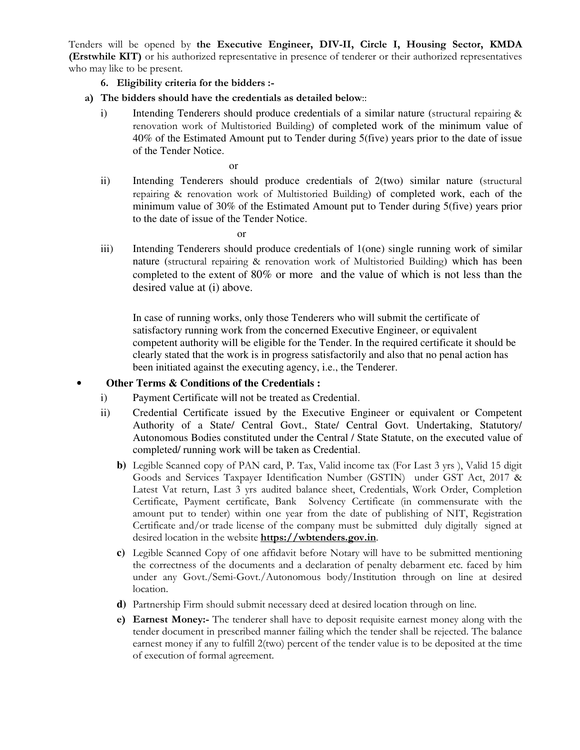Tenders will be opened by **the Executive Engineer, DIV-II, Circle I, Housing Sector, KMDA (Erstwhile KIT)** or his authorized representative in presence of tenderer or their authorized representatives who may like to be present.

**6. Eligibility criteria for the bidders :-**

**a) The bidders should have the credentials as detailed below::**

i) Intending Tenderers should produce credentials of a similar nature (structural repairing & renovation work of Multistoried Building) of completed work of the minimum value of 40% of the Estimated Amount put to Tender during 5(five) years prior to the date of issue of the Tender Notice.

or

ii) Intending Tenderers should produce credentials of 2(two) similar nature (structural repairing & renovation work of Multistoried Building) of completed work, each of the minimum value of 30% of the Estimated Amount put to Tender during 5(five) years prior to the date of issue of the Tender Notice.

or

iii) Intending Tenderers should produce credentials of 1(one) single running work of similar nature (structural repairing & renovation work of Multistoried Building) which has been completed to the extent of 80% or more and the value of which is not less than the desired value at (i) above.

In case of running works, only those Tenderers who will submit the certificate of satisfactory running work from the concerned Executive Engineer, or equivalent competent authority will be eligible for the Tender. In the required certificate it should be clearly stated that the work is in progress satisfactorily and also that no penal action has been initiated against the executing agency, i.e., the Tenderer.

- **Other Terms & Conditions of the Credentials :**

i) Payment Certificate will not be treated as Credential.

ii) Credential Certificate issued by the Executive Engineer or equivalent or Competent Authority of a State/ Central Govt., State/ Central Govt. Undertaking, Statutory/ Autonomous Bodies constituted under the Central / State Statute, on the executed value of completed/ running work will be taken as Credential.

**b)** Legible Scanned copy of PAN card, P. Tax, Valid income tax (For Last 3 yrs ), Valid 15 digit Goods and Services Taxpayer Identification Number (GSTIN) under GST Act, 2017 & Latest Vat return, Last 3 yrs audited balance sheet, Credentials, Work Order, Completion Certificate, Payment certificate, Bank Solvency Certificate (in commensurate with the amount put to tender) within one year from the date of publishing of NIT, Registration Certificate and/or trade license of the company must be submitted duly digitally signed at desired location in the website **https://wbtenders.gov.in**.

**c)** Legible Scanned Copy of one affidavit before Notary will have to be submitted mentioning the correctness of the documents and a declaration of penalty debarment etc. faced by him under any Govt./Semi-Govt./Autonomous body/Institution through on line at desired location.

**d)** Partnership Firm should submit necessary deed at desired location through on line.

**e) Earnest Money:-** The tenderer shall have to deposit requisite earnest money along with the tender document in prescribed manner failing which the tender shall be rejected. The balance earnest money if any to fulfill 2(two) percent of the tender value is to be deposited at the time of execution of formal agreement.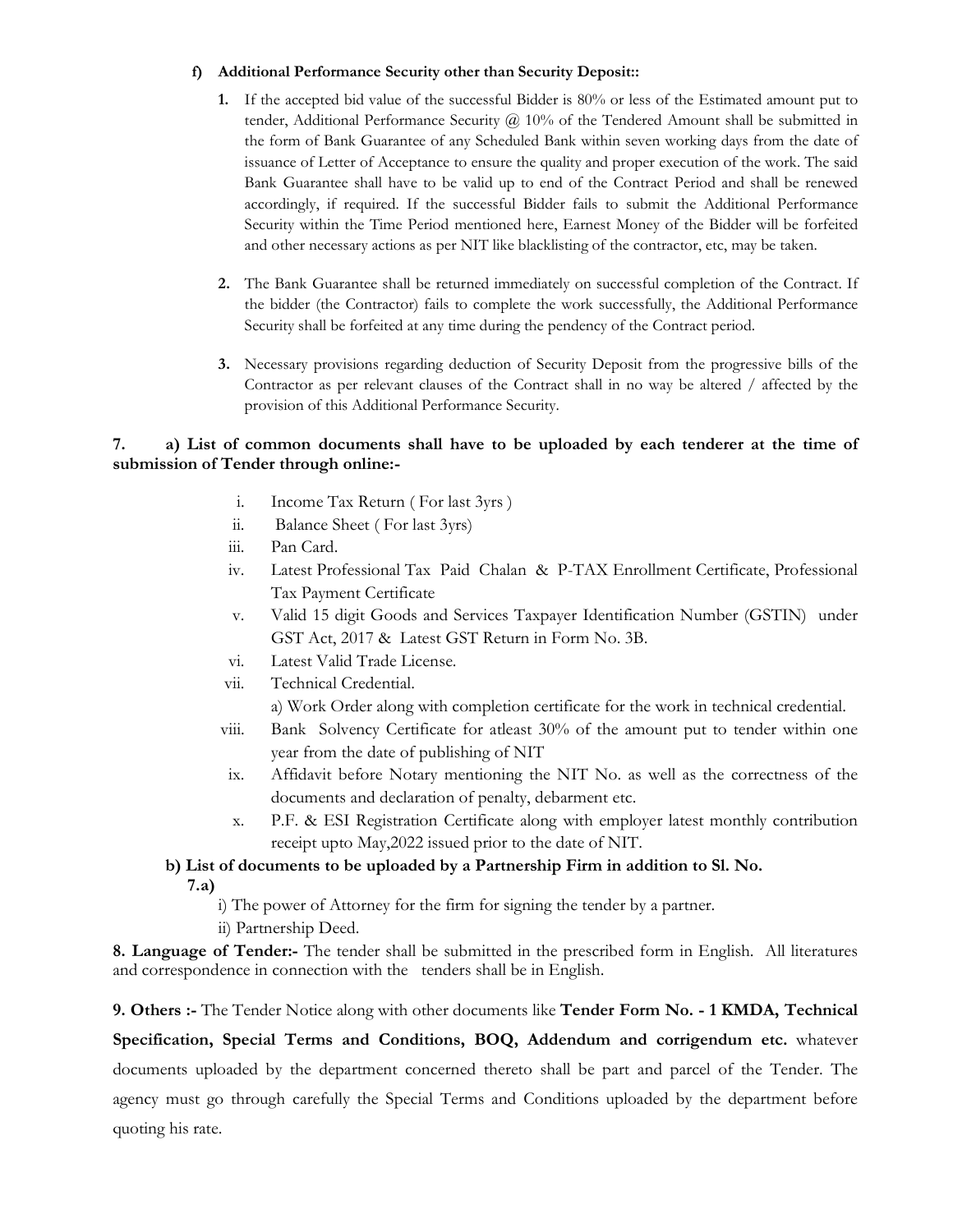**f) Additional Performance Security other than Security Deposit::**

1. If the accepted bid value of the successful Bidder is 80% or less of the Estimated amount put to tender, Additional Performance Security @ 10% of the Tendered Amount shall be submitted in the form of Bank Guarantee of any Scheduled Bank within seven working days from the date of issuance of Letter of Acceptance to ensure the quality and proper execution of the work. The said Bank Guarantee shall have to be valid up to end of the Contract Period and shall be renewed accordingly, if required. If the successful Bidder fails to submit the Additional Performance Security within the Time Period mentioned here, Earnest Money of the Bidder will be forfeited and other necessary actions as per NIT like blacklisting of the contractor, etc, may be taken.

2. The Bank Guarantee shall be returned immediately on successful completion of the Contract. If the bidder (the Contractor) fails to complete the work successfully, the Additional Performance Security shall be forfeited at any time during the pendency of the Contract period.

3. Necessary provisions regarding deduction of Security Deposit from the progressive bills of the Contractor as per relevant clauses of the Contract shall in no way be altered / affected by the provision of this Additional Performance Security.

**7. a) List of common documents shall have to be uploaded by each tenderer at the time of submission of Tender through online:-**

i. Income Tax Return ( For last 3yrs )
ii. Balance Sheet ( For last 3yrs)
iii. Pan Card.
iv. Latest Professional Tax Paid Chalan & P-TAX Enrollment Certificate, Professional Tax Payment Certificate
v. Valid 15 digit Goods and Services Taxpayer Identification Number (GSTIN) under GST Act, 2017 & Latest GST Return in Form No. 3B.
vi. Latest Valid Trade License.
vii. Technical Credential.
a) Work Order along with completion certificate for the work in technical credential.
viii. Bank Solvency Certificate for atleast 30% of the amount put to tender within one year from the date of publishing of NIT
ix. Affidavit before Notary mentioning the NIT No. as well as the correctness of the documents and declaration of penalty, debarment etc.
x. P.F. & ESI Registration Certificate along with employer latest monthly contribution receipt upto May,2022 issued prior to the date of NIT.

**b) List of documents to be uploaded by a Partnership Firm in addition to Sl. No. 7.a)**

i) The power of Attorney for the firm for signing the tender by a partner.
ii) Partnership Deed.

**8. Language of Tender:-** The tender shall be submitted in the prescribed form in English. All literatures and correspondence in connection with the tenders shall be in English.

**9. Others :-** The Tender Notice along with other documents like **Tender Form No. - 1 KMDA, Technical Specification, Special Terms and Conditions, BOQ, Addendum and corrigendum etc.** whatever documents uploaded by the department concerned thereto shall be part and parcel of the Tender. The agency must go through carefully the Special Terms and Conditions uploaded by the department before quoting his rate.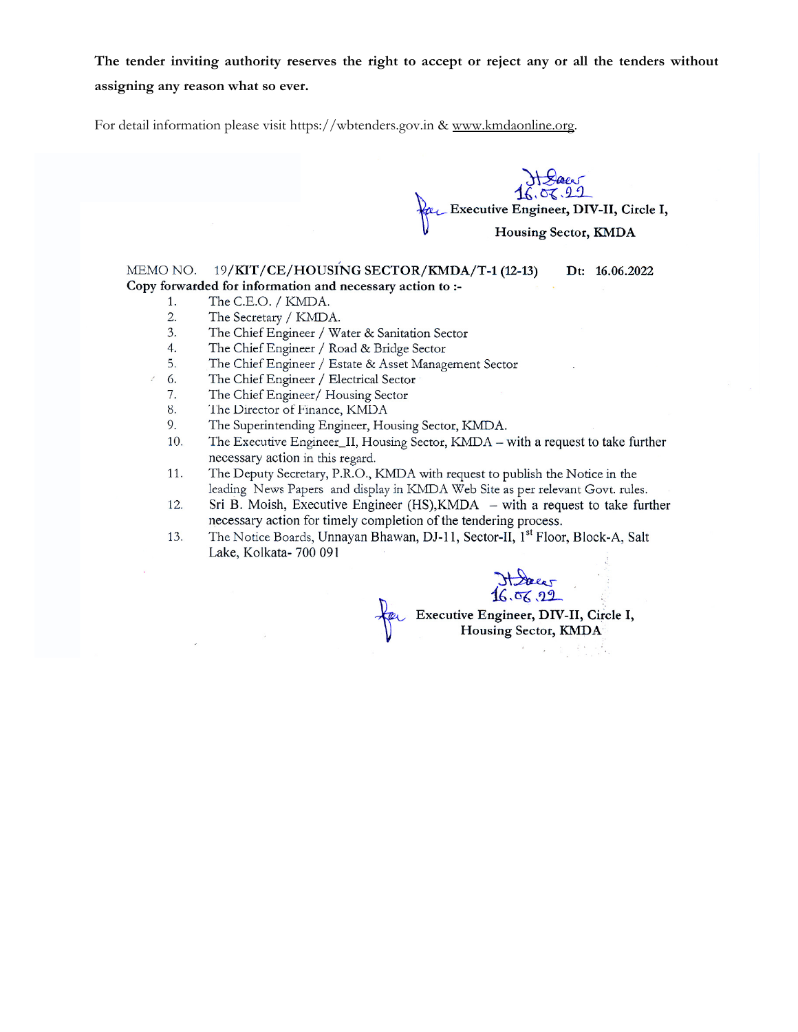**The tender inviting authority reserves the right to accept or reject any or all the tenders without assigning any reason what so ever.**

For detail information please visit https://wbtenders.gov.in & www.kmdaonline.org.

16.06.22

**Executive Engineer, DIV-II, Circle I,**
**Housing Sector, KMDA**

MEMO NO. 19/**KIT/CE/HOUSING SECTOR/KMDA/T-1 (12-13)** **Dt: 16.06.2022**

**Copy forwarded for information and necessary action to :-**

1. The C.E.O. / KMDA.
2. The Secretary / KMDA.
3. The Chief Engineer / Water & Sanitation Sector
4. The Chief Engineer / Road & Bridge Sector
5. The Chief Engineer / Estate & Asset Management Sector
6. The Chief Engineer / Electrical Sector
7. The Chief Engineer/ Housing Sector
8. The Director of Finance, KMDA
9. The Superintending Engineer, Housing Sector, KMDA.
10. The Executive Engineer_II, Housing Sector, KMDA – with a request to take further necessary action in this regard.
11. The Deputy Secretary, P.R.O., KMDA with request to publish the Notice in the leading News Papers and display in KMDA Web Site as per relevant Govt. rules.
12. Sri B. Moish, Executive Engineer (HS),KMDA – with a request to take further necessary action for timely completion of the tendering process.
13. The Notice Boards, Unnayan Bhawan, DJ-11, Sector-II, 1st Floor, Block-A, Salt Lake, Kolkata- 700 091

16.06.22

**Executive Engineer, DIV-II, Circle I,**
**Housing Sector, KMDA**